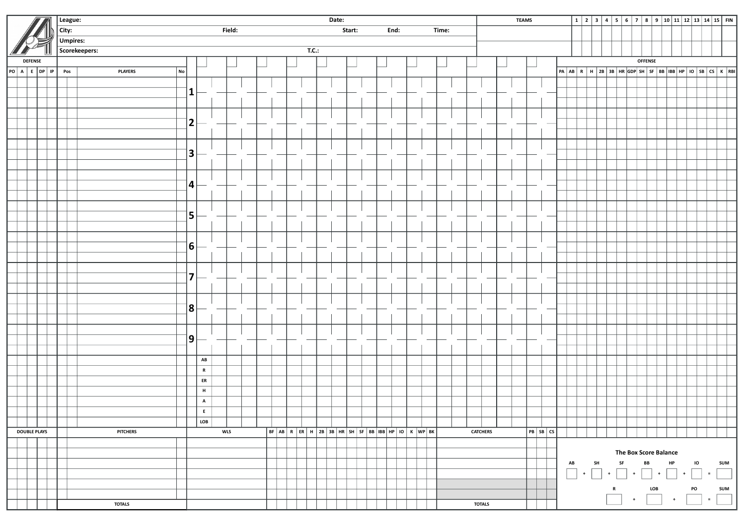| League: | | | Date: | | | |
|---|---|---|---|---|---|---|
| City: | Field: | | Start: | End: | Time: | |
| Umpires: | | | | | | |
| Scorekeepers: | | | T.C.: | | | |

| TEAMS | 1 | 2 | 3 | 4 | 5 | 6 | 7 | 8 | 9 | 10 | 11 | 12 | 13 | 14 | 15 | FIN |
|---|---|---|---|---|---|---|---|---|---|---|---|---|---|---|---|---|
| | | | | | | | | | | | | | | | | |
| | | | | | | | | | | | | | | | | |

| DEFENSE | | | | | | | | |
|---|---|---|---|---|---|---|---|---|
| PO | A | E | DP | IP | Pos | PLAYERS | No | |
| | | | | | | | | 1 |
| | | | | | | | | 2 |
| | | | | | | | | 3 |
| | | | | | | | | 4 |
| | | | | | | | | 5 |
| | | | | | | | | 6 |
| | | | | | | | | 7 |
| | | | | | | | | 8 |
| | | | | | | | | 9 |

| |
|---|
| AB |
| R |
| ER |
| H |
| A |
| E |
| LOB |

| OFFENSE | | | | | | | | | | | | | | | | | |
|---|---|---|---|---|---|---|---|---|---|---|---|---|---|---|---|---|---|
| PA | AB | R | H | 2B | 3B | HR | GDP | SH | SF | BB | IBB | HP | IO | SB | CS | K | RBI |
| | | | | | | | | | | | | | | | | | |

| DOUBLE PLAYS | PITCHERS | WLS | BF | AB | R | ER | H | 2B | 3B | HR | SH | SF | BB | IBB | HP | IO | K | WP | BK |
|---|---|---|---|---|---|---|---|---|---|---|---|---|---|---|---|---|---|---|---|
| | | | | | | | | | | | | | | | | | | | |
| | TOTALS | | | | | | | | | | | | | | | | | | |

| CATCHERS | PB | SB | CS |
|---|---|---|---|
| | | | |
| TOTALS | | | |

## The Box Score Balance

AB + SH + SF + BB + HP + IO = SUM

R + LOB + PO = SUM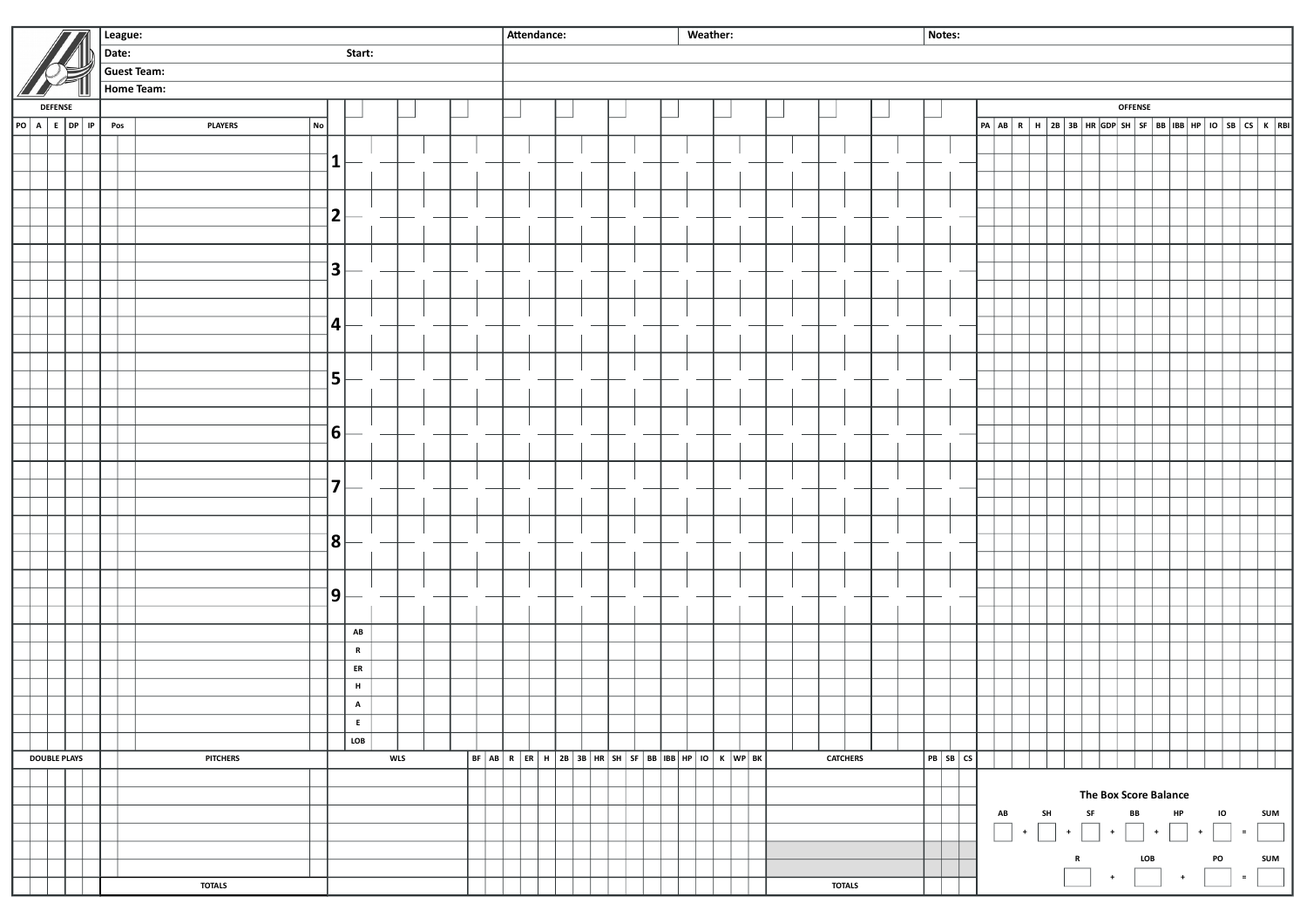| League: | | Attendance: | Weather: | Notes: |
|---|---|---|---|---|
| Date: | Start: | | | |
| Guest Team: | | | | |
| Home Team: | | | | |

| DEFENSE | | | | | | | | | | | | | | | | | | | | | | | | | | | | | | | | | | | | | | | OFFENSE | | | | | | | | | | | | | | | | | | |
|---|---|---|---|---|---|---|---|---|---|---|---|---|---|---|---|---|---|---|---|---|---|---|---|---|---|---|---|---|---|---|---|---|---|---|---|---|---|---|---|---|---|---|---|---|---|---|---|---|---|---|---|---|---|---|---|---|---|
| PO | A | E | DP | IP | Pos | PLAYERS | No | | | | | | | | | | | | | | PA | AB | R | H | 2B | 3B | HR | GDP | SH | SF | BB | IBB | HP | IO | SB | CS | K | RBI | | | | | | | | | | | | | | | | | | | |
| | | | | | | | | 1 | | | | | | | | | | | | | | | | | | | | | | | | | | | | | | | | | | | | | | | | | | | | | | | | | |
| | | | | | | | | 2 | | | | | | | | | | | | | | | | | | | | | | | | | | | | | | | | | | | | | | | | | | | | | | | | | |
| | | | | | | | | 3 | | | | | | | | | | | | | | | | | | | | | | | | | | | | | | | | | | | | | | | | | | | | | | | | | |
| | | | | | | | | 4 | | | | | | | | | | | | | | | | | | | | | | | | | | | | | | | | | | | | | | | | | | | | | | | | | |
| | | | | | | | | 5 | | | | | | | | | | | | | | | | | | | | | | | | | | | | | | | | | | | | | | | | | | | | | | | | | |
| | | | | | | | | 6 | | | | | | | | | | | | | | | | | | | | | | | | | | | | | | | | | | | | | | | | | | | | | | | | | |
| | | | | | | | | 7 | | | | | | | | | | | | | | | | | | | | | | | | | | | | | | | | | | | | | | | | | | | | | | | | | |
| | | | | | | | | 8 | | | | | | | | | | | | | | | | | | | | | | | | | | | | | | | | | | | | | | | | | | | | | | | | | |
| | | | | | | | | 9 | | | | | | | | | | | | | | | | | | | | | | | | | | | | | | | | | | | | | | | | | | | | | | | | | |
| | | | | | | | | AB | | | | | | | | | | | | | | | | | | | | | | | | | | | | | | | | | | | | | | | | | | | | | | | | | |
| | | | | | | | | R | | | | | | | | | | | | | | | | | | | | | | | | | | | | | | | | | | | | | | | | | | | | | | | | | |
| | | | | | | | | ER | | | | | | | | | | | | | | | | | | | | | | | | | | | | | | | | | | | | | | | | | | | | | | | | | |
| | | | | | | | | H | | | | | | | | | | | | | | | | | | | | | | | | | | | | | | | | | | | | | | | | | | | | | | | | | |
| | | | | | | | | A | | | | | | | | | | | | | | | | | | | | | | | | | | | | | | | | | | | | | | | | | | | | | | | | | |
| | | | | | | | | E | | | | | | | | | | | | | | | | | | | | | | | | | | | | | | | | | | | | | | | | | | | | | | | | | |
| | | | | | | | | LOB | | | | | | | | | | | | | | | | | | | | | | | | | | | | | | | | | | | | | | | | | | | | | | | | | |

| DOUBLE PLAYS | PITCHERS | WLS | BF | AB | R | ER | H | 2B | 3B | HR | SH | SF | BB | IBB | HP | IO | K | WP | BK | CATCHERS | PB | SB | CS |
|---|---|---|---|---|---|---|---|---|---|---|---|---|---|---|---|---|---|---|---|---|---|---|---|
| | | | | | | | | | | | | | | | | | | | | | | | |
| | | | | | | | | | | | | | | | | | | | | | | | |
| | | | | | | | | | | | | | | | | | | | | | | | |
| | | | | | | | | | | | | | | | | | | | | | | | |
| | | | | | | | | | | | | | | | | | | | | | | | |
| | TOTALS | | | | | | | | | | | | | | | | | | | TOTALS | | | |

**The Box Score Balance**

AB [ ] + SH [ ] + SF [ ] + BB [ ] + HP [ ] + IO [ ] = SUM [ ]

R [ ] + LOB [ ] + PO [ ] = SUM [ ]